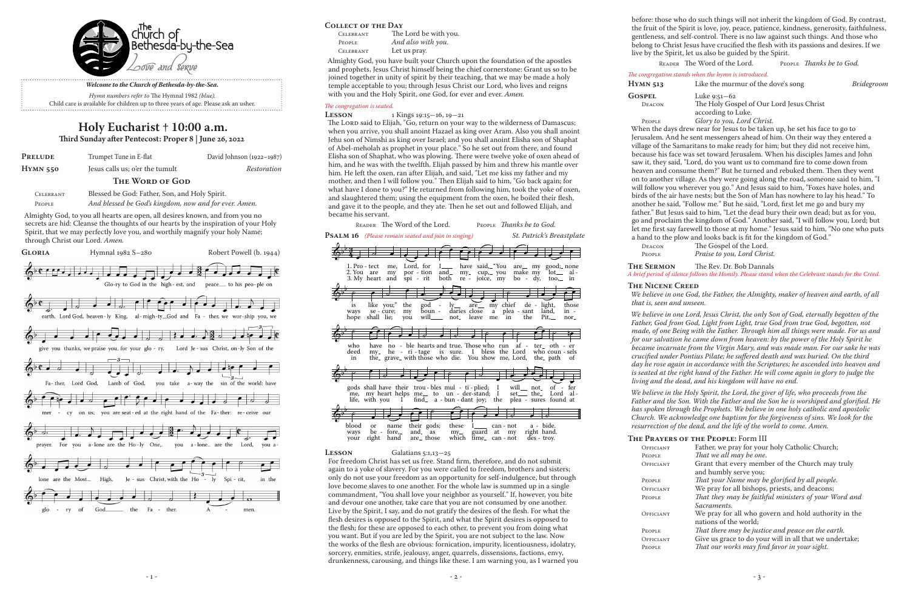The Church of Bethesda-by-the-Sea

*Love and Serve*

***Welcome to the Church of Bethesda-by-the-Sea.***

*Hymn numbers refer to* The Hymnal 1982 *(blue).*
Child care is available for children up to three years of age. Please ask an usher.

# Holy Eucharist † 10:00 a.m.

## Third Sunday after Pentecost: Proper 8 | June 26, 2022

**Prelude** Trumpet Tune in E-flat — David Johnson (1922–1987)

**Hymn 550** Jesus calls us; o'er the tumult — *Restoration*

### The Word of God

Celebrant: Blessed be God: Father, Son, and Holy Spirit.
People: *And blessed be God's kingdom, now and for ever. Amen.*

Almighty God, to you all hearts are open, all desires known, and from you no secrets are hid: Cleanse the thoughts of our hearts by the inspiration of your Holy Spirit, that we may perfectly love you, and worthily magnify your holy Name; through Christ our Lord. *Amen.*

**Gloria** Hymnal 1982 S–280 — Robert Powell (b. 1944)

Glory to God in the highest, and peace to his people on earth. Lord God, heavenly King, almighty God and Father, we worship you, we give you thanks, we praise you for your glory. Lord Jesus Christ, only Son of the Father, Lord God, Lamb of God, you take away the sin of the world: have mercy on us; you are seated at the right hand of the Father: receive our prayer. For you alone are the Holy One, you alone are the Lord, you alone are the Most High, Jesus Christ, with the Holy Spirit, in the glory of God the Father. Amen.

**Collect of the Day**

Celebrant: The Lord be with you.
People: *And also with you.*
Celebrant: Let us pray.

Almighty God, you have built your Church upon the foundation of the apostles and prophets, Jesus Christ himself being the chief cornerstone: Grant us so to be joined together in unity of spirit by their teaching, that we may be made a holy temple acceptable to you; through Jesus Christ our Lord, who lives and reigns with you and the Holy Spirit, one God, for ever and ever. *Amen.*

*The congregation is seated.*

**Lesson** 1 Kings 19:15–16, 19–21

The Lord said to Elijah, "Go, return on your way to the wilderness of Damascus; when you arrive, you shall anoint Hazael as king over Aram. Also you shall anoint Jehu son of Nimshi as king over Israel; and you shall anoint Elisha son of Shaphat of Abel-meholah as prophet in your place." So he set out from there, and found Elisha son of Shaphat, who was plowing. There were twelve yoke of oxen ahead of him, and he was with the twelfth. Elijah passed by him and threw his mantle over him. He left the oxen, ran after Elijah, and said, "Let me kiss my father and my mother, and then I will follow you." Then Elijah said to him, "Go back again; for what have I done to you?" He returned from following him, took the yoke of oxen, and slaughtered them; using the equipment from the oxen, he boiled their flesh, and gave it to the people, and they ate. Then he set out and followed Elijah, and became his servant.

Reader: The Word of the Lord. People: *Thanks be to God.*

**Psalm 16** *(Please remain seated and join in singing)* — *St. Patrick's Breastplate*

1. Protect me, Lord, for I have said, "You are my good; none is like you;" the godly are my chief delight, those who have noble hearts and true. Those who run after other gods shall have their troubles multiplied; I will not offer blood or name their gods; these I cannot abide.

2. You are my portion and my cup, my lot always secure; my boundaries close a pleasant land, indeed my heritage is sure. I bless the Lord who counsels me, my heart helps me to understand; I set the Lord always before, and as my guard at my right hand.

3. My heart and spirit both rejoice, my body, too, in hope shall lie; you will not leave me in the Pit, nor the grave with those who die. You show me, Lord, the path of life, with you I find abundant joy; the pleasures found at your right hand which time cannot destroy.

**Lesson** Galatians 5:1,13–25

For freedom Christ has set us free. Stand firm, therefore, and do not submit again to a yoke of slavery. For you were called to freedom, brothers and sisters; only do not use your freedom as an opportunity for self-indulgence, but through love become slaves to one another. For the whole law is summed up in a single commandment, "You shall love your neighbor as yourself." If, however, you bite and devour one another, take care that you are not consumed by one another. Live by the Spirit, I say, and do not gratify the desires of the flesh. For what the flesh desires is opposed to the Spirit, and what the Spirit desires is opposed to the flesh; for these are opposed to each other, to prevent you from doing what you want. But if you are led by the Spirit, you are not subject to the law. Now the works of the flesh are obvious: fornication, impurity, licentiousness, idolatry, sorcery, enmities, strife, jealousy, anger, quarrels, dissensions, factions, envy, drunkenness, carousing, and things like these. I am warning you, as I warned you before: those who do such things will not inherit the kingdom of God. By contrast, the fruit of the Spirit is love, joy, peace, patience, kindness, generosity, faithfulness, gentleness, and self-control. There is no law against such things. And those who belong to Christ Jesus have crucified the flesh with its passions and desires. If we live by the Spirit, let us also be guided by the Spirit.

Reader: The Word of the Lord. People: *Thanks be to God.*

*The congregation stands when the hymn is introduced.*

**Hymn 513** Like the murmur of the dove's song — *Bridegroom*

**Gospel** Luke 9:51–62

Deacon: The Holy Gospel of Our Lord Jesus Christ according to Luke.
People: *Glory to you, Lord Christ.*

When the days drew near for Jesus to be taken up, he set his face to go to Jerusalem. And he sent messengers ahead of him. On their way they entered a village of the Samaritans to make ready for him; but they did not receive him, because his face was set toward Jerusalem. When his disciples James and John saw it, they said, "Lord, do you want us to command fire to come down from heaven and consume them?" But he turned and rebuked them. Then they went on to another village. As they were going along the road, someone said to him, "I will follow you wherever you go." And Jesus said to him, "Foxes have holes, and birds of the air have nests; but the Son of Man has nowhere to lay his head." To another he said, "Follow me." But he said, "Lord, first let me go and bury my father." But Jesus said to him, "Let the dead bury their own dead; but as for you, go and proclaim the kingdom of God." Another said, "I will follow you, Lord; but let me first say farewell to those at my home." Jesus said to him, "No one who puts a hand to the plow and looks back is fit for the kingdom of God."

Deacon: The Gospel of the Lord.
People: *Praise to you, Lord Christ.*

**The Sermon** The Rev. Dr. Bob Dannals

*A brief period of silence follows the Homily. Please stand when the Celebrant stands for the Creed.*

**The Nicene Creed**

*We believe in one God, the Father, the Almighty, maker of heaven and earth, of all that is, seen and unseen.*

*We believe in one Lord, Jesus Christ, the only Son of God, eternally begotten of the Father, God from God, Light from Light, true God from true God, begotten, not made, of one Being with the Father. Through him all things were made. For us and for our salvation he came down from heaven: by the power of the Holy Spirit he became incarnate from the Virgin Mary, and was made man. For our sake he was crucified under Pontius Pilate; he suffered death and was buried. On the third day he rose again in accordance with the Scriptures; he ascended into heaven and is seated at the right hand of the Father. He will come again in glory to judge the living and the dead, and his kingdom will have no end.*

*We believe in the Holy Spirit, the Lord, the giver of life, who proceeds from the Father and the Son. With the Father and the Son he is worshiped and glorified. He has spoken through the Prophets. We believe in one holy catholic and apostolic Church. We acknowledge one baptism for the forgiveness of sins. We look for the resurrection of the dead, and the life of the world to come. Amen.*

**The Prayers of the People:** Form III

Officiant: Father, we pray for your holy Catholic Church;
People: *That we all may be one.*
Officiant: Grant that every member of the Church may truly and humbly serve you;
People: *That your Name may be glorified by all people.*
Officiant: We pray for all bishops, priests, and deacons;
People: *That they may be faithful ministers of your Word and Sacraments.*
Officiant: We pray for all who govern and hold authority in the nations of the world;
People: *That there may be justice and peace on the earth.*
Officiant: Give us grace to do your will in all that we undertake;
People: *That our works may find favor in your sight.*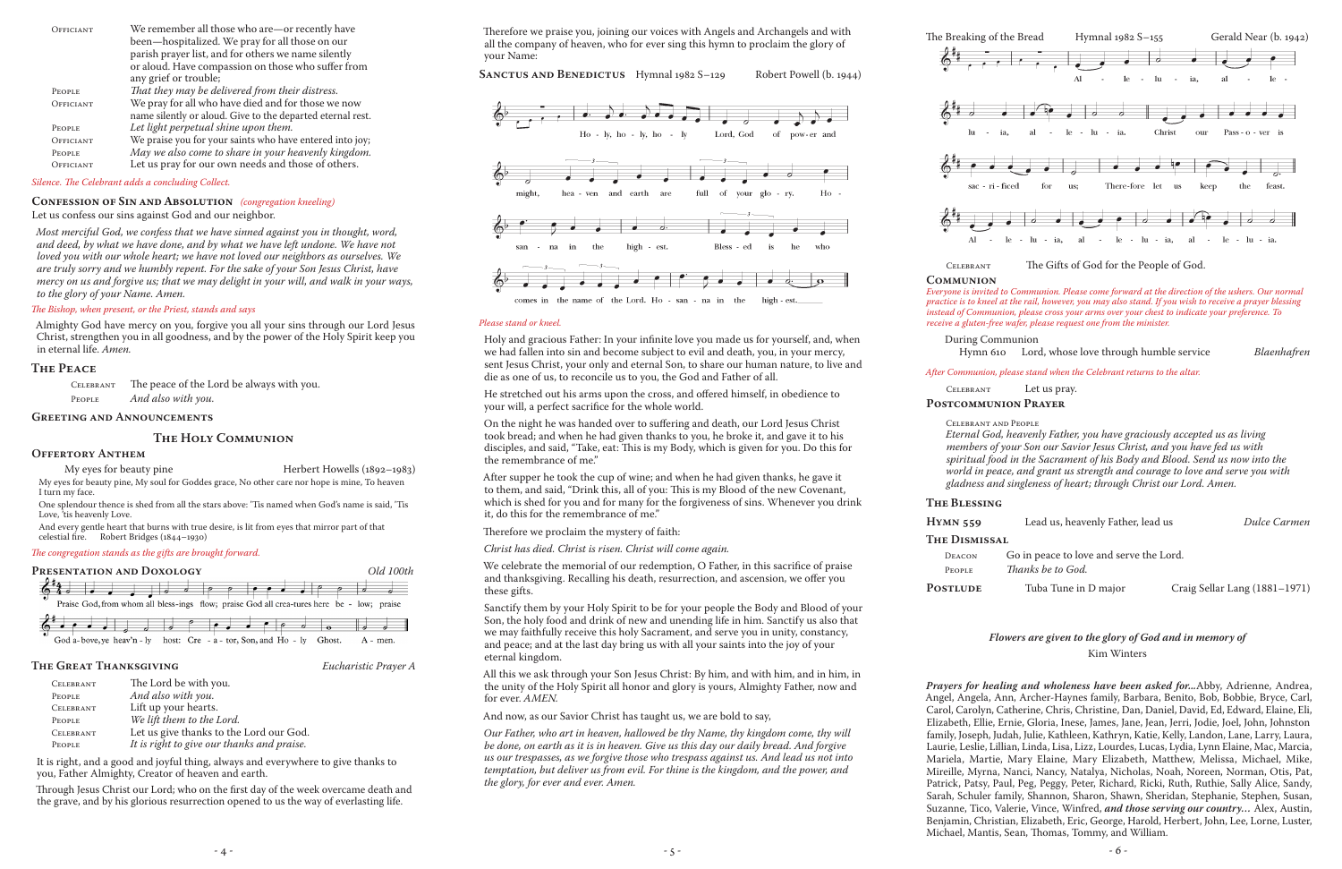| | |
|---|---|
| Officiant | We remember all those who are—or recently have been—hospitalized. We pray for all those on our parish prayer list, and for others we name silently or aloud. Have compassion on those who suffer from any grief or trouble; |
| People | *That they may be delivered from their distress.* |
| Officiant | We pray for all who have died and for those we now name silently or aloud. Give to the departed eternal rest. |
| People | *Let light perpetual shine upon them.* |
| Officiant | We praise you for your saints who have entered into joy; |
| People | *May we also come to share in your heavenly kingdom.* |
| Officiant | Let us pray for our own needs and those of others. |

*Silence. The Celebrant adds a concluding Collect.*

### Confession of Sin and Absolution *(congregation kneeling)*

Let us confess our sins against God and our neighbor.

*Most merciful God, we confess that we have sinned against you in thought, word, and deed, by what we have done, and by what we have left undone. We have not loved you with our whole heart; we have not loved our neighbors as ourselves. We are truly sorry and we humbly repent. For the sake of your Son Jesus Christ, have mercy on us and forgive us; that we may delight in your will, and walk in your ways, to the glory of your Name. Amen.*

*The Bishop, when present, or the Priest, stands and says*

Almighty God have mercy on you, forgive you all your sins through our Lord Jesus Christ, strengthen you in all goodness, and by the power of the Holy Spirit keep you in eternal life. *Amen.*

### The Peace

| | |
|---|---|
| Celebrant | The peace of the Lord be always with you. |
| People | *And also with you.* |

### Greeting and Announcements

## The Holy Communion

### Offertory Anthem

My eyes for beauty pine — Herbert Howells (1892–1983)

My eyes for beauty pine, My soul for Goddes grace, No other care nor hope is mine, To heaven I turn my face.

One splendour thence is shed from all the stars above: 'Tis named when God's name is said, 'Tis Love, 'tis heavenly Love.

And every gentle heart that burns with true desire, is lit from eyes that mirror part of that celestial fire. Robert Bridges (1844–1930)

*The congregation stands as the gifts are brought forward.*

### Presentation and Doxology — *Old 100th*

Praise God, from whom all bless-ings flow; praise God all crea-tures here be - low; praise God a-bove, ye heav'n - ly host: Cre - a - tor, Son, and Ho - ly Ghost. A - men.

### The Great Thanksgiving — *Eucharistic Prayer A*

| | |
|---|---|
| Celebrant | The Lord be with you. |
| People | *And also with you.* |
| Celebrant | Lift up your hearts. |
| People | *We lift them to the Lord.* |
| Celebrant | Let us give thanks to the Lord our God. |
| People | *It is right to give our thanks and praise.* |

It is right, and a good and joyful thing, always and everywhere to give thanks to you, Father Almighty, Creator of heaven and earth.

Through Jesus Christ our Lord; who on the first day of the week overcame death and the grave, and by his glorious resurrection opened to us the way of everlasting life.

Therefore we praise you, joining our voices with Angels and Archangels and with all the company of heaven, who for ever sing this hymn to proclaim the glory of your Name:

### Sanctus and Benedictus — Hymnal 1982 S–129 — Robert Powell (b. 1944)

Ho - ly, ho - ly, ho - ly Lord, God of pow-er and might, hea - ven and earth are full of your glo - ry. Ho - san - na in the high - est. Bless - ed is he who comes in the name of the Lord. Ho - san - na in the high - est.

*Please stand or kneel.*

Holy and gracious Father: In your infinite love you made us for yourself, and, when we had fallen into sin and become subject to evil and death, you, in your mercy, sent Jesus Christ, your only and eternal Son, to share our human nature, to live and die as one of us, to reconcile us to you, the God and Father of all.

He stretched out his arms upon the cross, and offered himself, in obedience to your will, a perfect sacrifice for the whole world.

On the night he was handed over to suffering and death, our Lord Jesus Christ took bread; and when he had given thanks to you, he broke it, and gave it to his disciples, and said, "Take, eat: This is my Body, which is given for you. Do this for the remembrance of me."

After supper he took the cup of wine; and when he had given thanks, he gave it to them, and said, "Drink this, all of you: This is my Blood of the new Covenant, which is shed for you and for many for the forgiveness of sins. Whenever you drink it, do this for the remembrance of me."

Therefore we proclaim the mystery of faith:

*Christ has died. Christ is risen. Christ will come again.*

We celebrate the memorial of our redemption, O Father, in this sacrifice of praise and thanksgiving. Recalling his death, resurrection, and ascension, we offer you these gifts.

Sanctify them by your Holy Spirit to be for your people the Body and Blood of your Son, the holy food and drink of new and unending life in him. Sanctify us also that we may faithfully receive this holy Sacrament, and serve you in unity, constancy, and peace; and at the last day bring us with all your saints into the joy of your eternal kingdom.

All this we ask through your Son Jesus Christ: By him, and with him, and in him, in the unity of the Holy Spirit all honor and glory is yours, Almighty Father, now and for ever. *AMEN.*

And now, as our Savior Christ has taught us, we are bold to say,

*Our Father, who art in heaven, hallowed be thy Name, thy kingdom come, thy will be done, on earth as it is in heaven. Give us this day our daily bread. And forgive us our trespasses, as we forgive those who trespass against us. And lead us not into temptation, but deliver us from evil. For thine is the kingdom, and the power, and the glory, for ever and ever. Amen.*

### The Breaking of the Bread — Hymnal 1982 S–155 — Gerald Near (b. 1942)

Al - le - lu - ia, al - le - lu - ia, al - le - lu - ia. Christ our Pass-o-ver is sac - ri - ficed for us; There-fore let us keep the feast. Al - le - lu - ia, al - le - lu - ia, al - le - lu - ia.

| | |
|---|---|
| Celebrant | The Gifts of God for the People of God. |

### Communion

*Everyone is invited to Communion. Please come forward at the direction of the ushers. Our normal practice is to kneel at the rail, however, you may also stand. If you wish to receive a prayer blessing instead of Communion, please cross your arms over your chest to indicate your preference. To receive a gluten-free wafer, please request one from the minister.*

During Communion
Hymn 610 — Lord, whose love through humble service — *Blaenhafren*

*After Communion, please stand when the Celebrant returns to the altar.*

| | |
|---|---|
| Celebrant | Let us pray. |

### Postcommunion Prayer

Celebrant and People

*Eternal God, heavenly Father, you have graciously accepted us as living members of your Son our Savior Jesus Christ, and you have fed us with spiritual food in the Sacrament of his Body and Blood. Send us now into the world in peace, and grant us strength and courage to love and serve you with gladness and singleness of heart; through Christ our Lord. Amen.*

### The Blessing

### Hymn 559 — Lead us, heavenly Father, lead us — *Dulce Carmen*

### The Dismissal

| | |
|---|---|
| Deacon | Go in peace to love and serve the Lord. |
| People | *Thanks be to God.* |

### Postlude — Tuba Tune in D major — Craig Sellar Lang (1881–1971)

*Flowers are given to the glory of God and in memory of*
Kim Winters

***Prayers for healing and wholeness have been asked for...*** Abby, Adrienne, Andrea, Angel, Angela, Ann, Archer-Haynes family, Barbara, Benito, Bob, Bobbie, Bryce, Carl, Carol, Carolyn, Catherine, Chris, Christine, Dan, Daniel, David, Ed, Edward, Elaine, Eli, Elizabeth, Ellie, Ernie, Gloria, Inese, James, Jean, Jerri, Jodie, Joel, John, Johnston family, Joseph, Judah, Julie, Kathleen, Kathryn, Katie, Kelly, Landon, Lane, Larry, Laura, Laurie, Leslie, Lillian, Linda, Lisa, Lizz, Lourdes, Lucas, Lydia, Lynn Elaine, Mac, Marcia, Mariela, Martie, Mary Elaine, Mary Elizabeth, Matthew, Melissa, Michael, Mike, Mireille, Myrna, Nanci, Nancy, Natalya, Nicholas, Noah, Noreen, Norman, Otis, Pat, Patrick, Patsy, Paul, Peg, Peggy, Peter, Richard, Ricki, Ruth, Ruthie, Sally Alice, Sandy, Sarah, Schuler family, Shannon, Sharon, Shawn, Sheridan, Stephanie, Stephen, Susan, Suzanne, Tico, Valerie, Vince, Winfred, ***and those serving our country...*** Alex, Austin, Benjamin, Christian, Elizabeth, Eric, George, Harold, Herbert, John, Lee, Lorne, Luster, Michael, Mantis, Sean, Thomas, Tommy, and William.